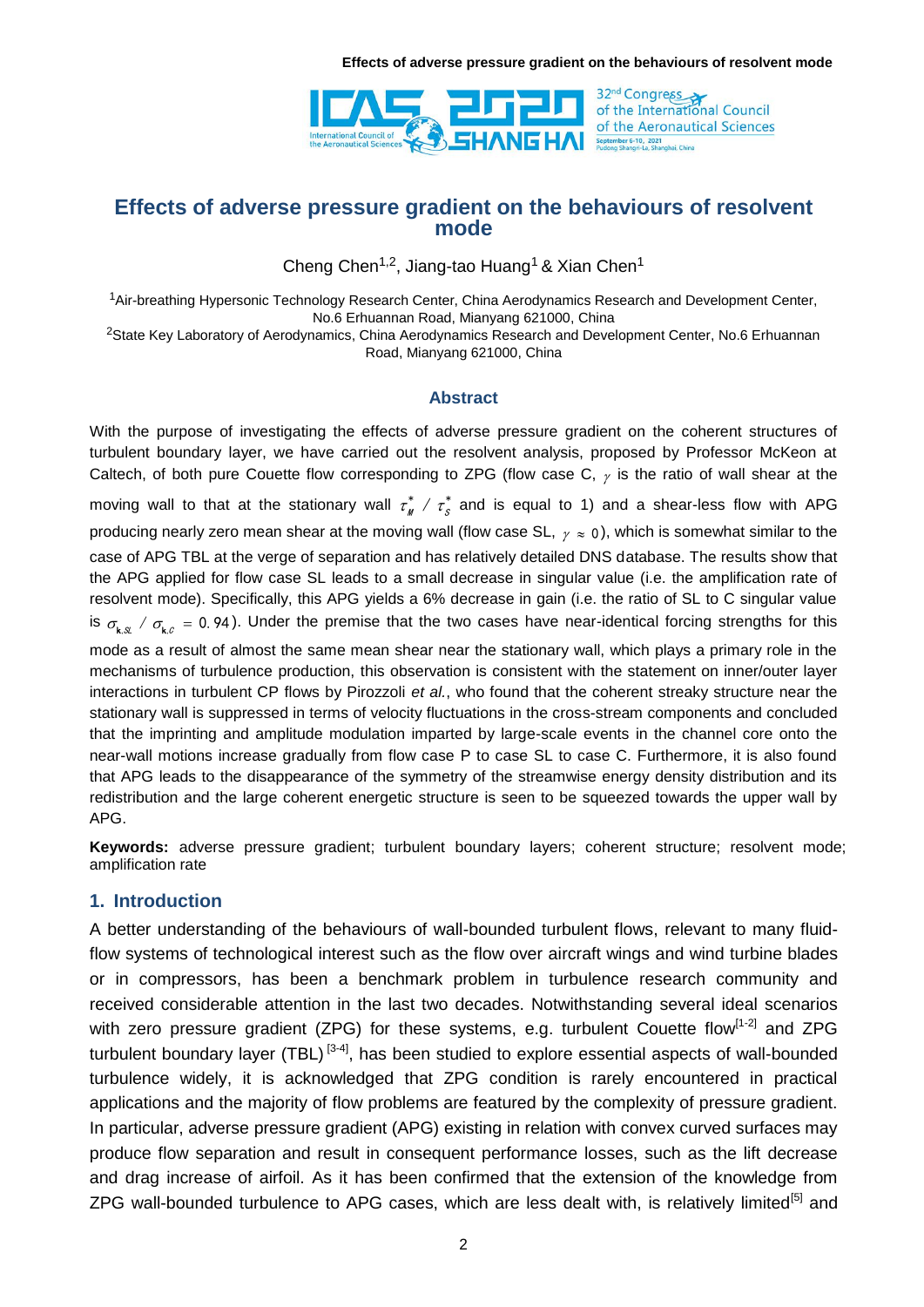# Effects of adverse pressure gradient on the behaviours of resolvent mode

Cheng Chen[1,2], Jiang-tao Huang[1] & Xian Chen[1]

[1]Air-breathing Hypersonic Technology Research Center, China Aerodynamics Research and Development Center, No.6 Erhuannan Road, Mianyang 621000, China

[2]State Key Laboratory of Aerodynamics, China Aerodynamics Research and Development Center, No.6 Erhuannan Road, Mianyang 621000, China

## Abstract

With the purpose of investigating the effects of adverse pressure gradient on the coherent structures of turbulent boundary layer, we have carried out the resolvent analysis, proposed by Professor McKeon at Caltech, of both pure Couette flow corresponding to ZPG (flow case C, $\gamma$ is the ratio of wall shear at the moving wall to that at the stationary wall $\tau_M^* / \tau_S^*$ and is equal to 1) and a shear-less flow with APG producing nearly zero mean shear at the moving wall (flow case SL, $\gamma \approx 0$), which is somewhat similar to the case of APG TBL at the verge of separation and has relatively detailed DNS database. The results show that the APG applied for flow case SL leads to a small decrease in singular value (i.e. the amplification rate of resolvent mode). Specifically, this APG yields a 6% decrease in gain (i.e. the ratio of SL to C singular value is $\sigma_{\mathbf{k},SL} / \sigma_{\mathbf{k},C} = 0.94$). Under the premise that the two cases have near-identical forcing strengths for this mode as a result of almost the same mean shear near the stationary wall, which plays a primary role in the mechanisms of turbulence production, this observation is consistent with the statement on inner/outer layer interactions in turbulent CP flows by Pirozzoli *et al.*, who found that the coherent streaky structure near the stationary wall is suppressed in terms of velocity fluctuations in the cross-stream components and concluded that the imprinting and amplitude modulation imparted by large-scale events in the channel core onto the near-wall motions increase gradually from flow case P to case SL to case C. Furthermore, it is also found that APG leads to the disappearance of the symmetry of the streamwise energy density distribution and its redistribution and the large coherent energetic structure is seen to be squeezed towards the upper wall by APG.

**Keywords:** adverse pressure gradient; turbulent boundary layers; coherent structure; resolvent mode; amplification rate

## 1. Introduction

A better understanding of the behaviours of wall-bounded turbulent flows, relevant to many fluid-flow systems of technological interest such as the flow over aircraft wings and wind turbine blades or in compressors, has been a benchmark problem in turbulence research community and received considerable attention in the last two decades. Notwithstanding several ideal scenarios with zero pressure gradient (ZPG) for these systems, e.g. turbulent Couette flow[1-2] and ZPG turbulent boundary layer (TBL) [3-4], has been studied to explore essential aspects of wall-bounded turbulence widely, it is acknowledged that ZPG condition is rarely encountered in practical applications and the majority of flow problems are featured by the complexity of pressure gradient. In particular, adverse pressure gradient (APG) existing in relation with convex curved surfaces may produce flow separation and result in consequent performance losses, such as the lift decrease and drag increase of airfoil. As it has been confirmed that the extension of the knowledge from ZPG wall-bounded turbulence to APG cases, which are less dealt with, is relatively limited[5] and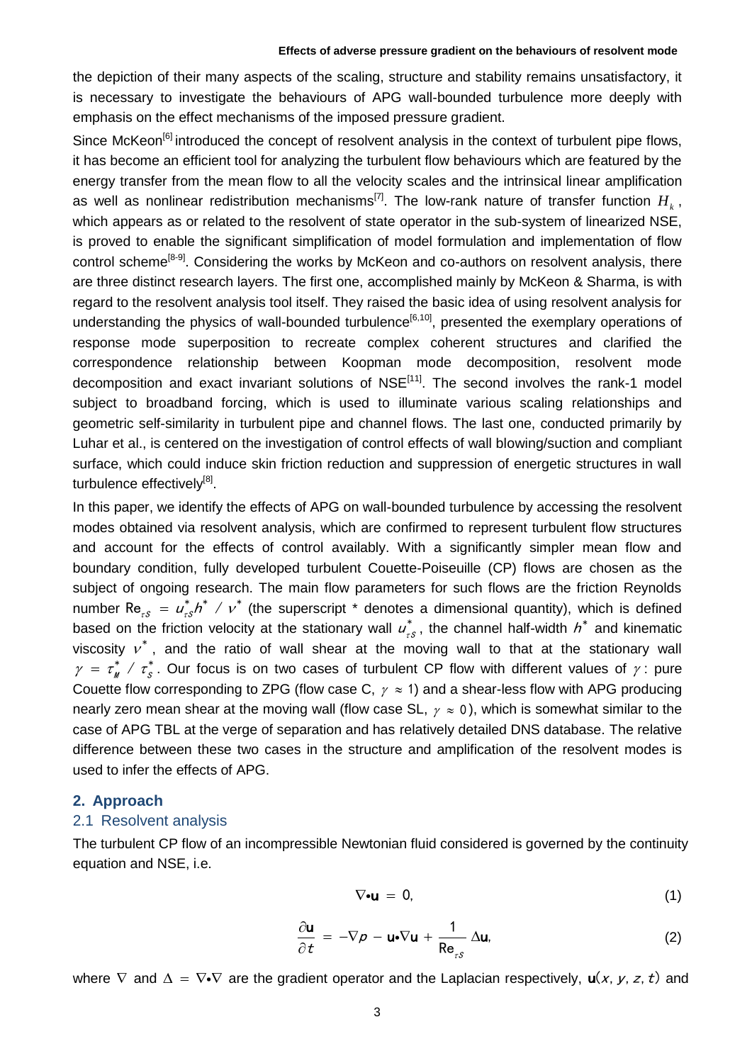the depiction of their many aspects of the scaling, structure and stability remains unsatisfactory, it is necessary to investigate the behaviours of APG wall-bounded turbulence more deeply with emphasis on the effect mechanisms of the imposed pressure gradient.

Since McKeon[6] introduced the concept of resolvent analysis in the context of turbulent pipe flows, it has become an efficient tool for analyzing the turbulent flow behaviours which are featured by the energy transfer from the mean flow to all the velocity scales and the intrinsical linear amplification as well as nonlinear redistribution mechanisms[7]. The low-rank nature of transfer function $H_k$, which appears as or related to the resolvent of state operator in the sub-system of linearized NSE, is proved to enable the significant simplification of model formulation and implementation of flow control scheme[8-9]. Considering the works by McKeon and co-authors on resolvent analysis, there are three distinct research layers. The first one, accomplished mainly by McKeon & Sharma, is with regard to the resolvent analysis tool itself. They raised the basic idea of using resolvent analysis for understanding the physics of wall-bounded turbulence[6,10], presented the exemplary operations of response mode superposition to recreate complex coherent structures and clarified the correspondence relationship between Koopman mode decomposition, resolvent mode decomposition and exact invariant solutions of NSE[11]. The second involves the rank-1 model subject to broadband forcing, which is used to illuminate various scaling relationships and geometric self-similarity in turbulent pipe and channel flows. The last one, conducted primarily by Luhar et al., is centered on the investigation of control effects of wall blowing/suction and compliant surface, which could induce skin friction reduction and suppression of energetic structures in wall turbulence effectively[8].

In this paper, we identify the effects of APG on wall-bounded turbulence by accessing the resolvent modes obtained via resolvent analysis, which are confirmed to represent turbulent flow structures and account for the effects of control availably. With a significantly simpler mean flow and boundary condition, fully developed turbulent Couette-Poiseuille (CP) flows are chosen as the subject of ongoing research. The main flow parameters for such flows are the friction Reynolds number $\mathrm{Re}_{\tau S} = u_{\tau S}^* h^* / \nu^*$ (the superscript * denotes a dimensional quantity), which is defined based on the friction velocity at the stationary wall $u_{\tau S}^*$, the channel half-width $h^*$ and kinematic viscosity $\nu^*$, and the ratio of wall shear at the moving wall to that at the stationary wall $\gamma = \tau_M^* / \tau_S^*$. Our focus is on two cases of turbulent CP flow with different values of $\gamma$: pure Couette flow corresponding to ZPG (flow case C, $\gamma \approx 1$) and a shear-less flow with APG producing nearly zero mean shear at the moving wall (flow case SL, $\gamma \approx 0$), which is somewhat similar to the case of APG TBL at the verge of separation and has relatively detailed DNS database. The relative difference between these two cases in the structure and amplification of the resolvent modes is used to infer the effects of APG.

## 2. Approach

### 2.1 Resolvent analysis

The turbulent CP flow of an incompressible Newtonian fluid considered is governed by the continuity equation and NSE, i.e.

$$\nabla \cdot \mathbf{u} = 0, \tag{1}$$

$$\frac{\partial \mathbf{u}}{\partial t} = -\nabla p - \mathbf{u} \cdot \nabla \mathbf{u} + \frac{1}{\mathrm{Re}_{\tau S}} \Delta \mathbf{u}, \tag{2}$$

where $\nabla$ and $\Delta = \nabla \cdot \nabla$ are the gradient operator and the Laplacian respectively, $\mathbf{u}(x, y, z, t)$ and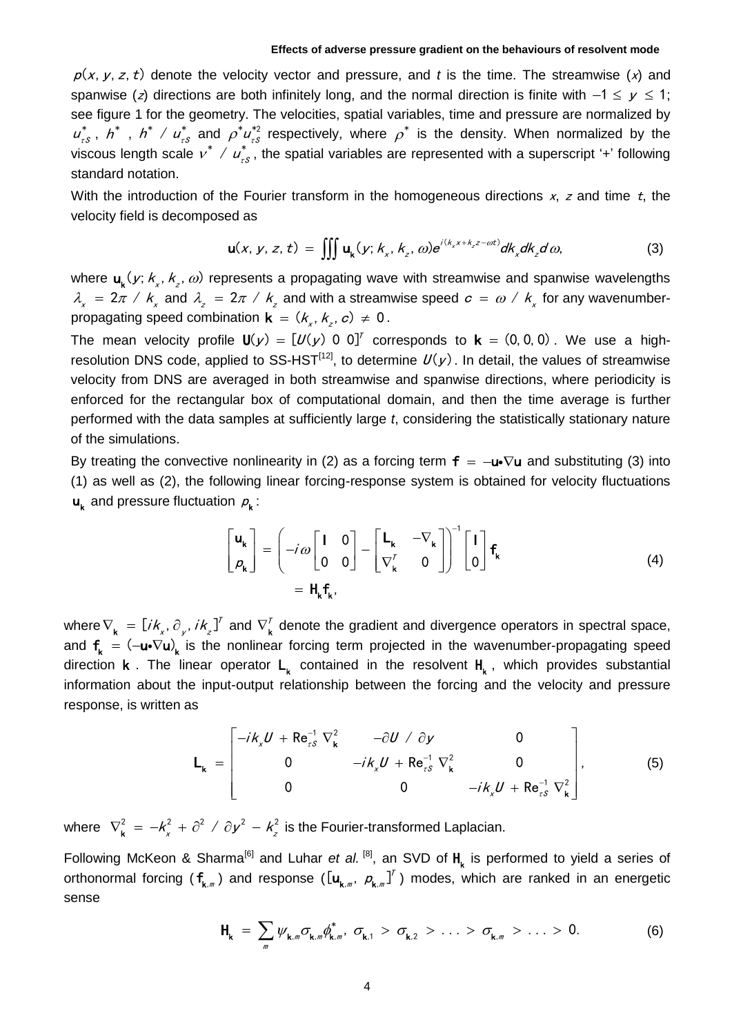$p(x, y, z, t)$ denote the velocity vector and pressure, and $t$ is the time. The streamwise ($x$) and spanwise ($z$) directions are both infinitely long, and the normal direction is finite with $-1 \leq y \leq 1$; see figure 1 for the geometry. The velocities, spatial variables, time and pressure are normalized by $u_{\tau S}^{*}$, $h^{*}$, $h^{*} / u_{\tau S}^{*}$ and $\rho^{*} u_{\tau S}^{*2}$ respectively, where $\rho^{*}$ is the density. When normalized by the viscous length scale $\nu^{*} / u_{\tau S}^{*}$, the spatial variables are represented with a superscript '+' following standard notation.

With the introduction of the Fourier transform in the homogeneous directions $x$, $z$ and time $t$, the velocity field is decomposed as

$$\mathbf{u}(x, y, z, t) = \iiint \mathbf{u}_{\mathbf{k}}(y; k_x, k_z, \omega) e^{i(k_x x + k_z z - \omega t)} dk_x dk_z d\omega, \tag{3}$$

where $\mathbf{u}_{\mathbf{k}}(y; k_x, k_z, \omega)$ represents a propagating wave with streamwise and spanwise wavelengths $\lambda_x = 2\pi / k_x$ and $\lambda_z = 2\pi / k_z$ and with a streamwise speed $c = \omega / k_x$ for any wavenumber-propagating speed combination $\mathbf{k} = (k_x, k_z, c) \neq 0$.

The mean velocity profile $\mathbf{U}(y) = [U(y)\ 0\ 0]^T$ corresponds to $\mathbf{k} = (0, 0, 0)$. We use a high-resolution DNS code, applied to SS-HST[12], to determine $U(y)$. In detail, the values of streamwise velocity from DNS are averaged in both streamwise and spanwise directions, where periodicity is enforced for the rectangular box of computational domain, and then the time average is further performed with the data samples at sufficiently large $t$, considering the statistically stationary nature of the simulations.

By treating the convective nonlinearity in (2) as a forcing term $\mathbf{f} = -\mathbf{u} \cdot \nabla \mathbf{u}$ and substituting (3) into (1) as well as (2), the following linear forcing-response system is obtained for velocity fluctuations $\mathbf{u}_{\mathbf{k}}$ and pressure fluctuation $p_{\mathbf{k}}$:

$$\begin{bmatrix} \mathbf{u}_{\mathbf{k}} \\ p_{\mathbf{k}} \end{bmatrix} = \left( -i\omega \begin{bmatrix} \mathbf{I} & 0 \\ 0 & 0 \end{bmatrix} - \begin{bmatrix} \mathbf{L}_{\mathbf{k}} & -\nabla_{\mathbf{k}} \\ \nabla_{\mathbf{k}}^T & 0 \end{bmatrix} \right)^{-1} \begin{bmatrix} \mathbf{I} \\ 0 \end{bmatrix} \mathbf{f}_{\mathbf{k}} = \mathbf{H}_{\mathbf{k}} \mathbf{f}_{\mathbf{k}}, \tag{4}$$

where $\nabla_{\mathbf{k}} = [ik_x, \partial_y, ik_z]^T$ and $\nabla_{\mathbf{k}}^T$ denote the gradient and divergence operators in spectral space, and $\mathbf{f}_{\mathbf{k}} = (-\mathbf{u} \cdot \nabla \mathbf{u})_{\mathbf{k}}$ is the nonlinear forcing term projected in the wavenumber-propagating speed direction $\mathbf{k}$. The linear operator $\mathbf{L}_{\mathbf{k}}$ contained in the resolvent $\mathbf{H}_{\mathbf{k}}$, which provides substantial information about the input-output relationship between the forcing and the velocity and pressure response, is written as

$$\mathbf{L}_{\mathbf{k}} = \begin{bmatrix} -ik_x U + \mathrm{Re}_{\tau S}^{-1} \nabla_{\mathbf{k}}^2 & -\partial U / \partial y & 0 \\ 0 & -ik_x U + \mathrm{Re}_{\tau S}^{-1} \nabla_{\mathbf{k}}^2 & 0 \\ 0 & 0 & -ik_x U + \mathrm{Re}_{\tau S}^{-1} \nabla_{\mathbf{k}}^2 \end{bmatrix}, \tag{5}$$

where $\nabla_{\mathbf{k}}^2 = -k_x^2 + \partial^2 / \partial y^2 - k_z^2$ is the Fourier-transformed Laplacian.

Following McKeon & Sharma[6] and Luhar *et al.* [8], an SVD of $\mathbf{H}_{\mathbf{k}}$ is performed to yield a series of orthonormal forcing ($\mathbf{f}_{\mathbf{k},m}$) and response ($[\mathbf{u}_{\mathbf{k},m}, p_{\mathbf{k},m}]^T$) modes, which are ranked in an energetic sense

$$\mathbf{H}_{\mathbf{k}} = \sum_m \psi_{\mathbf{k},m} \sigma_{\mathbf{k},m} \phi_{\mathbf{k},m}^{*}, \quad \sigma_{\mathbf{k},1} > \sigma_{\mathbf{k},2} > \ldots > \sigma_{\mathbf{k},m} > \ldots > 0. \tag{6}$$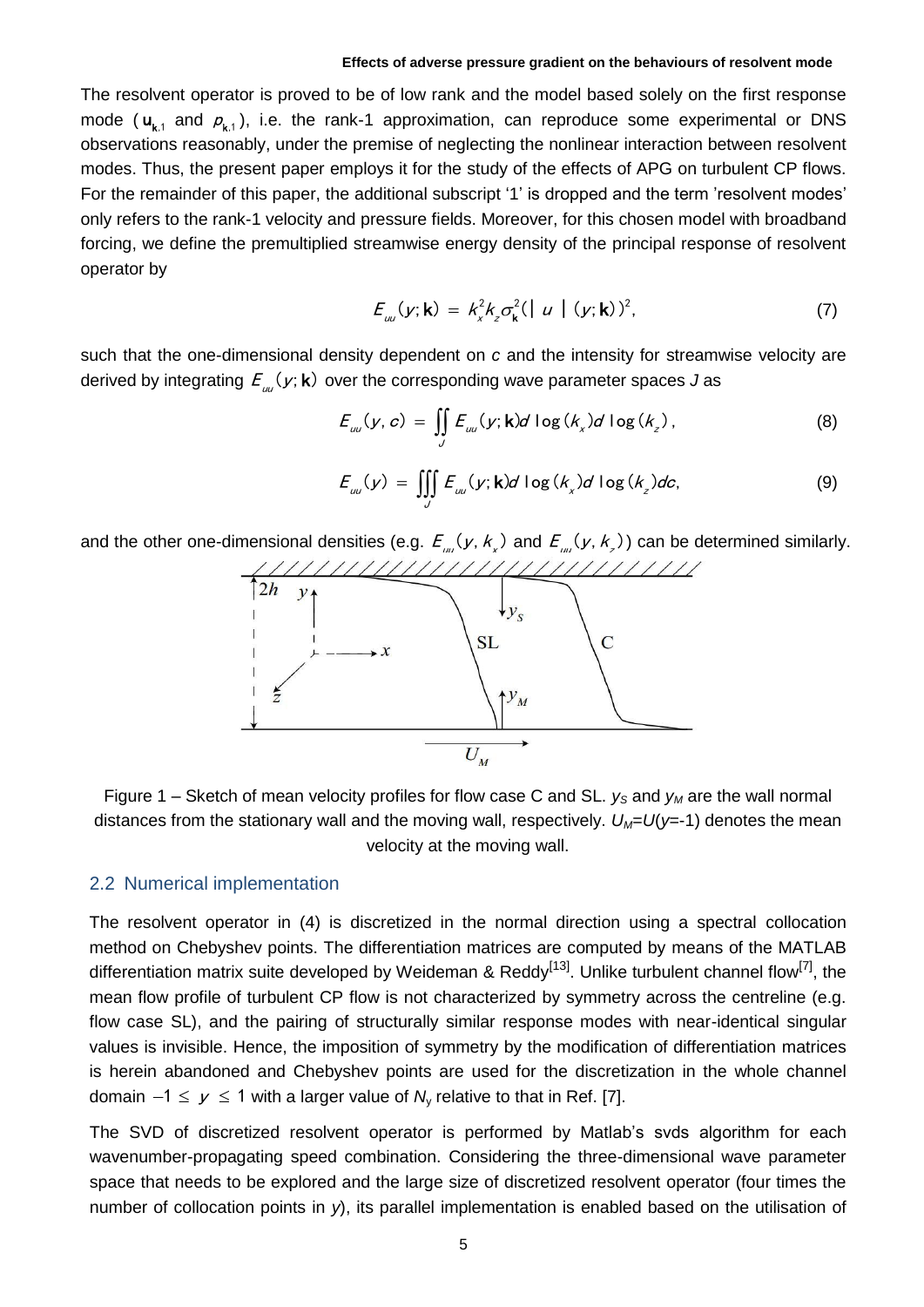The resolvent operator is proved to be of low rank and the model based solely on the first response mode ($\mathbf{u}_{\mathbf{k},1}$ and $p_{\mathbf{k},1}$), i.e. the rank-1 approximation, can reproduce some experimental or DNS observations reasonably, under the premise of neglecting the nonlinear interaction between resolvent modes. Thus, the present paper employs it for the study of the effects of APG on turbulent CP flows. For the remainder of this paper, the additional subscript '1' is dropped and the term 'resolvent modes' only refers to the rank-1 velocity and pressure fields. Moreover, for this chosen model with broadband forcing, we define the premultiplied streamwise energy density of the principal response of resolvent operator by

$$E_{uu}(y;\mathbf{k}) = k_x^2 k_z \sigma_{\mathbf{k}}^2 (|\ u\ |(y;\mathbf{k}))^2, \tag{7}$$

such that the one-dimensional density dependent on $c$ and the intensity for streamwise velocity are derived by integrating $E_{uu}(y;\mathbf{k})$ over the corresponding wave parameter spaces $J$ as

$$E_{uu}(y,c) = \iint_J E_{uu}(y;\mathbf{k}) d\log(k_x) d\log(k_z), \tag{8}$$

$$E_{uu}(y) = \iiint_J E_{uu}(y;\mathbf{k}) d\log(k_x) d\log(k_z) dc, \tag{9}$$

and the other one-dimensional densities (e.g. $E_{uu}(y,k_x)$ and $E_{uu}(y,k_z)$) can be determined similarly.

Figure 1 – Sketch of mean velocity profiles for flow case C and SL. $y_S$ and $y_M$ are the wall normal distances from the stationary wall and the moving wall, respectively. $U_M$=$U$($y$=-1) denotes the mean velocity at the moving wall.

## 2.2 Numerical implementation

The resolvent operator in (4) is discretized in the normal direction using a spectral collocation method on Chebyshev points. The differentiation matrices are computed by means of the MATLAB differentiation matrix suite developed by Weideman & Reddy[13]. Unlike turbulent channel flow[7], the mean flow profile of turbulent CP flow is not characterized by symmetry across the centreline (e.g. flow case SL), and the pairing of structurally similar response modes with near-identical singular values is invisible. Hence, the imposition of symmetry by the modification of differentiation matrices is herein abandoned and Chebyshev points are used for the discretization in the whole channel domain $-1 \le y \le 1$ with a larger value of $N_y$ relative to that in Ref. [7].

The SVD of discretized resolvent operator is performed by Matlab's svds algorithm for each wavenumber-propagating speed combination. Considering the three-dimensional wave parameter space that needs to be explored and the large size of discretized resolvent operator (four times the number of collocation points in $y$), its parallel implementation is enabled based on the utilisation of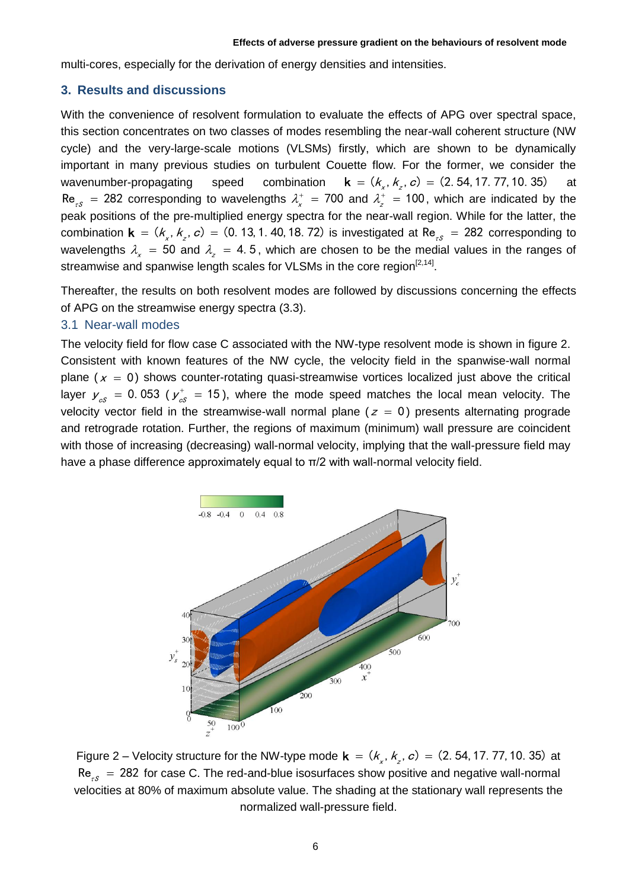multi-cores, especially for the derivation of energy densities and intensities.

## 3. Results and discussions

With the convenience of resolvent formulation to evaluate the effects of APG over spectral space, this section concentrates on two classes of modes resembling the near-wall coherent structure (NW cycle) and the very-large-scale motions (VLSMs) firstly, which are shown to be dynamically important in many previous studies on turbulent Couette flow. For the former, we consider the wavenumber-propagating speed combination $\mathbf{k} = (k_x, k_z, c) = (2.54, 17.77, 10.35)$ at $Re_{\tau S} = 282$ corresponding to wavelengths $\lambda_x^+ = 700$ and $\lambda_z^+ = 100$, which are indicated by the peak positions of the pre-multiplied energy spectra for the near-wall region. While for the latter, the combination $\mathbf{k} = (k_x, k_z, c) = (0.13, 1.40, 18.72)$ is investigated at $Re_{\tau S} = 282$ corresponding to wavelengths $\lambda_x = 50$ and $\lambda_z = 4.5$, which are chosen to be the medial values in the ranges of streamwise and spanwise length scales for VLSMs in the core region[2,14].

Thereafter, the results on both resolvent modes are followed by discussions concerning the effects of APG on the streamwise energy spectra (3.3).

### 3.1 Near-wall modes

The velocity field for flow case C associated with the NW-type resolvent mode is shown in figure 2. Consistent with known features of the NW cycle, the velocity field in the spanwise-wall normal plane ($x = 0$) shows counter-rotating quasi-streamwise vortices localized just above the critical layer $y_{cS} = 0.053$ ($y_{cS}^+ = 15$), where the mode speed matches the local mean velocity. The velocity vector field in the streamwise-wall normal plane ($z = 0$) presents alternating prograde and retrograde rotation. Further, the regions of maximum (minimum) wall pressure are coincident with those of increasing (decreasing) wall-normal velocity, implying that the wall-pressure field may have a phase difference approximately equal to π/2 with wall-normal velocity field.

Figure 2 – Velocity structure for the NW-type mode $\mathbf{k} = (k_x, k_z, c) = (2.54, 17.77, 10.35)$ at $Re_{\tau S} = 282$ for case C. The red-and-blue isosurfaces show positive and negative wall-normal velocities at 80% of maximum absolute value. The shading at the stationary wall represents the normalized wall-pressure field.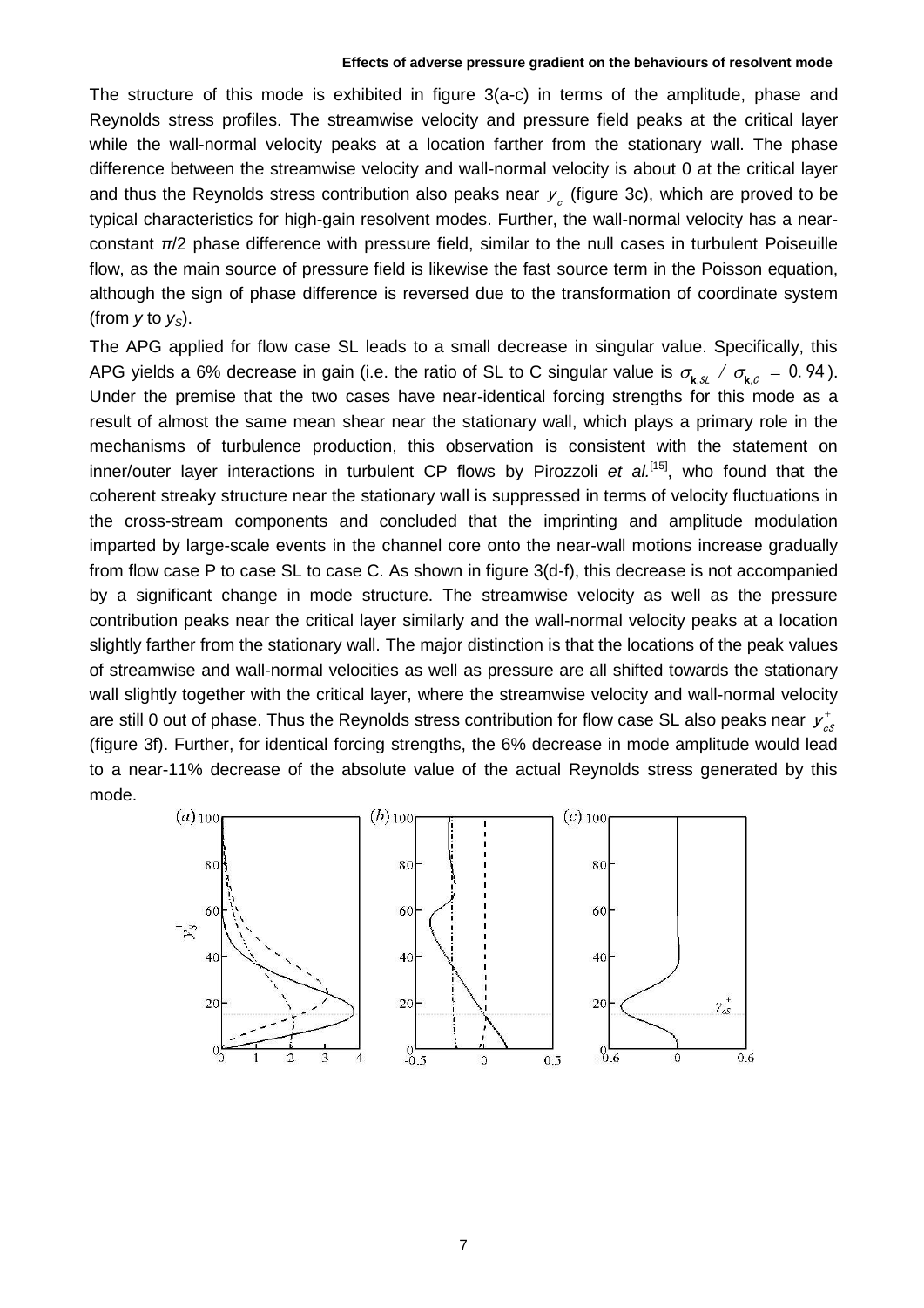The structure of this mode is exhibited in figure 3(a-c) in terms of the amplitude, phase and Reynolds stress profiles. The streamwise velocity and pressure field peaks at the critical layer while the wall-normal velocity peaks at a location farther from the stationary wall. The phase difference between the streamwise velocity and wall-normal velocity is about 0 at the critical layer and thus the Reynolds stress contribution also peaks near $y_c$ (figure 3c), which are proved to be typical characteristics for high-gain resolvent modes. Further, the wall-normal velocity has a near-constant $\pi/2$ phase difference with pressure field, similar to the null cases in turbulent Poiseuille flow, as the main source of pressure field is likewise the fast source term in the Poisson equation, although the sign of phase difference is reversed due to the transformation of coordinate system (from $y$ to $y_S$).

The APG applied for flow case SL leads to a small decrease in singular value. Specifically, this APG yields a 6% decrease in gain (i.e. the ratio of SL to C singular value is $\sigma_{\mathbf{k},SL} \,/\, \sigma_{\mathbf{k},C} = 0.94$). Under the premise that the two cases have near-identical forcing strengths for this mode as a result of almost the same mean shear near the stationary wall, which plays a primary role in the mechanisms of turbulence production, this observation is consistent with the statement on inner/outer layer interactions in turbulent CP flows by Pirozzoli *et al.*[15], who found that the coherent streaky structure near the stationary wall is suppressed in terms of velocity fluctuations in the cross-stream components and concluded that the imprinting and amplitude modulation imparted by large-scale events in the channel core onto the near-wall motions increase gradually from flow case P to case SL to case C. As shown in figure 3(d-f), this decrease is not accompanied by a significant change in mode structure. The streamwise velocity as well as the pressure contribution peaks near the critical layer similarly and the wall-normal velocity peaks at a location slightly farther from the stationary wall. The major distinction is that the locations of the peak values of streamwise and wall-normal velocities as well as pressure are all shifted towards the stationary wall slightly together with the critical layer, where the streamwise velocity and wall-normal velocity are still 0 out of phase. Thus the Reynolds stress contribution for flow case SL also peaks near $y^+_{cS}$ (figure 3f). Further, for identical forcing strengths, the 6% decrease in mode amplitude would lead to a near-11% decrease of the absolute value of the actual Reynolds stress generated by this mode.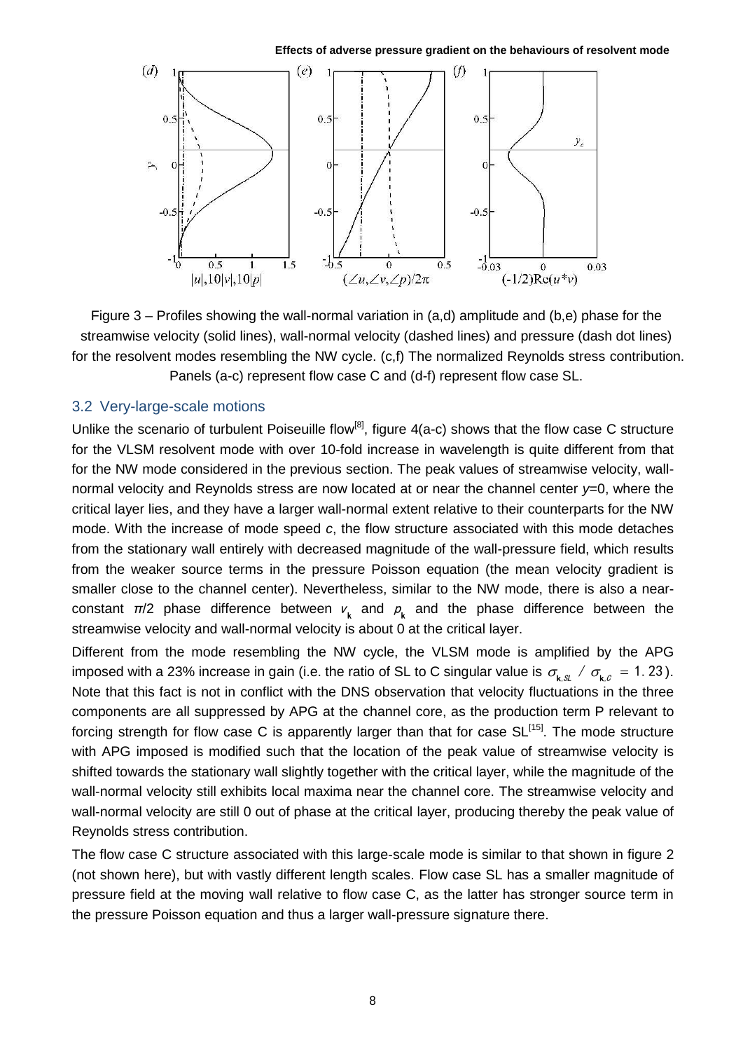Figure 3 – Profiles showing the wall-normal variation in (a,d) amplitude and (b,e) phase for the streamwise velocity (solid lines), wall-normal velocity (dashed lines) and pressure (dash dot lines) for the resolvent modes resembling the NW cycle. (c,f) The normalized Reynolds stress contribution. Panels (a-c) represent flow case C and (d-f) represent flow case SL.

## 3.2 Very-large-scale motions

Unlike the scenario of turbulent Poiseuille flow[8], figure 4(a-c) shows that the flow case C structure for the VLSM resolvent mode with over 10-fold increase in wavelength is quite different from that for the NW mode considered in the previous section. The peak values of streamwise velocity, wall-normal velocity and Reynolds stress are now located at or near the channel center $y$=0, where the critical layer lies, and they have a larger wall-normal extent relative to their counterparts for the NW mode. With the increase of mode speed $c$, the flow structure associated with this mode detaches from the stationary wall entirely with decreased magnitude of the wall-pressure field, which results from the weaker source terms in the pressure Poisson equation (the mean velocity gradient is smaller close to the channel center). Nevertheless, similar to the NW mode, there is also a near-constant $\pi/2$ phase difference between $v_{\mathbf{k}}$ and $p_{\mathbf{k}}$ and the phase difference between the streamwise velocity and wall-normal velocity is about 0 at the critical layer.

Different from the mode resembling the NW cycle, the VLSM mode is amplified by the APG imposed with a 23% increase in gain (i.e. the ratio of SL to C singular value is $\sigma_{\mathbf{k},SL} \,/\, \sigma_{\mathbf{k},C} = 1.23$). Note that this fact is not in conflict with the DNS observation that velocity fluctuations in the three components are all suppressed by APG at the channel core, as the production term P relevant to forcing strength for flow case C is apparently larger than that for case SL[15]. The mode structure with APG imposed is modified such that the location of the peak value of streamwise velocity is shifted towards the stationary wall slightly together with the critical layer, while the magnitude of the wall-normal velocity still exhibits local maxima near the channel core. The streamwise velocity and wall-normal velocity are still 0 out of phase at the critical layer, producing thereby the peak value of Reynolds stress contribution.

The flow case C structure associated with this large-scale mode is similar to that shown in figure 2 (not shown here), but with vastly different length scales. Flow case SL has a smaller magnitude of pressure field at the moving wall relative to flow case C, as the latter has stronger source term in the pressure Poisson equation and thus a larger wall-pressure signature there.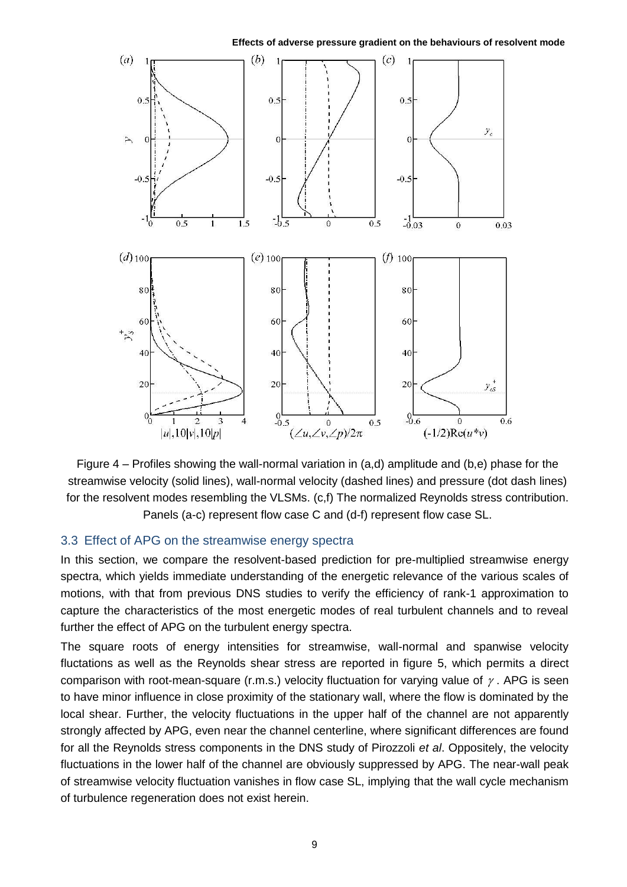Figure 4 – Profiles showing the wall-normal variation in (a,d) amplitude and (b,e) phase for the streamwise velocity (solid lines), wall-normal velocity (dashed lines) and pressure (dot dash lines) for the resolvent modes resembling the VLSMs. (c,f) The normalized Reynolds stress contribution. Panels (a-c) represent flow case C and (d-f) represent flow case SL.

## 3.3 Effect of APG on the streamwise energy spectra

In this section, we compare the resolvent-based prediction for pre-multiplied streamwise energy spectra, which yields immediate understanding of the energetic relevance of the various scales of motions, with that from previous DNS studies to verify the efficiency of rank-1 approximation to capture the characteristics of the most energetic modes of real turbulent channels and to reveal further the effect of APG on the turbulent energy spectra.

The square roots of energy intensities for streamwise, wall-normal and spanwise velocity fluctations as well as the Reynolds shear stress are reported in figure 5, which permits a direct comparison with root-mean-square (r.m.s.) velocity fluctuation for varying value of $\gamma$. APG is seen to have minor influence in close proximity of the stationary wall, where the flow is dominated by the local shear. Further, the velocity fluctuations in the upper half of the channel are not apparently strongly affected by APG, even near the channel centerline, where significant differences are found for all the Reynolds stress components in the DNS study of Pirozzoli *et al*. Oppositely, the velocity fluctuations in the lower half of the channel are obviously suppressed by APG. The near-wall peak of streamwise velocity fluctuation vanishes in flow case SL, implying that the wall cycle mechanism of turbulence regeneration does not exist herein.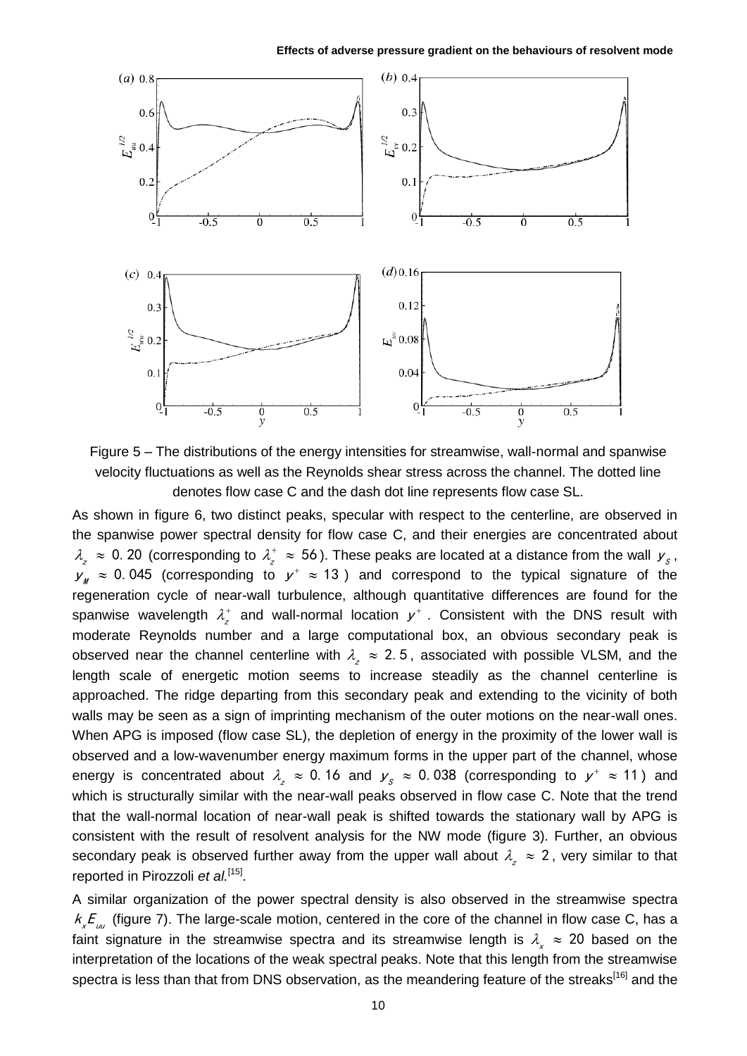Figure 5 – The distributions of the energy intensities for streamwise, wall-normal and spanwise velocity fluctuations as well as the Reynolds shear stress across the channel. The dotted line denotes flow case C and the dash dot line represents flow case SL.

As shown in figure 6, two distinct peaks, specular with respect to the centerline, are observed in the spanwise power spectral density for flow case C, and their energies are concentrated about $\lambda_z \approx 0.20$ (corresponding to $\lambda_z^+ \approx 56$). These peaks are located at a distance from the wall $y_s$, $y_M \approx 0.045$ (corresponding to $y^+ \approx 13$) and correspond to the typical signature of the regeneration cycle of near-wall turbulence, although quantitative differences are found for the spanwise wavelength $\lambda_z^+$ and wall-normal location $y^+$. Consistent with the DNS result with moderate Reynolds number and a large computational box, an obvious secondary peak is observed near the channel centerline with $\lambda_z \approx 2.5$, associated with possible VLSM, and the length scale of energetic motion seems to increase steadily as the channel centerline is approached. The ridge departing from this secondary peak and extending to the vicinity of both walls may be seen as a sign of imprinting mechanism of the outer motions on the near-wall ones. When APG is imposed (flow case SL), the depletion of energy in the proximity of the lower wall is observed and a low-wavenumber energy maximum forms in the upper part of the channel, whose energy is concentrated about $\lambda_z \approx 0.16$ and $y_s \approx 0.038$ (corresponding to $y^+ \approx 11$) and which is structurally similar with the near-wall peaks observed in flow case C. Note that the trend that the wall-normal location of near-wall peak is shifted towards the stationary wall by APG is consistent with the result of resolvent analysis for the NW mode (figure 3). Further, an obvious secondary peak is observed further away from the upper wall about $\lambda_z \approx 2$, very similar to that reported in Pirozzoli *et al.*[15].

A similar organization of the power spectral density is also observed in the streamwise spectra $k_x E_{uu}$ (figure 7). The large-scale motion, centered in the core of the channel in flow case C, has a faint signature in the streamwise spectra and its streamwise length is $\lambda_x \approx 20$ based on the interpretation of the locations of the weak spectral peaks. Note that this length from the streamwise spectra is less than that from DNS observation, as the meandering feature of the streaks[16] and the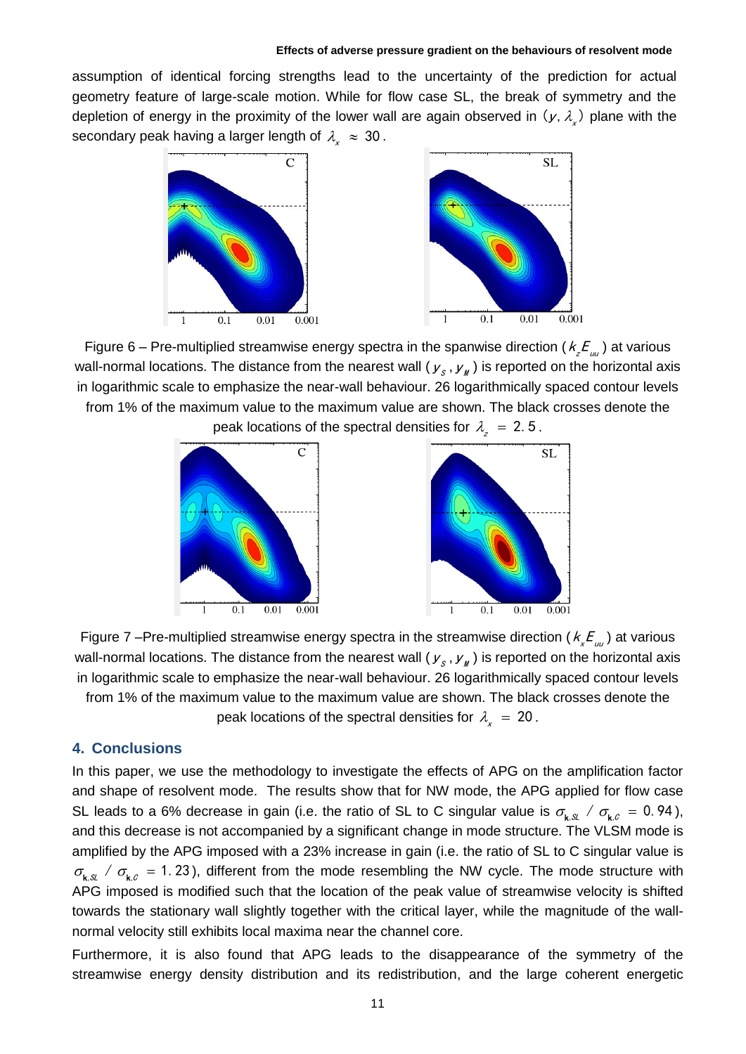assumption of identical forcing strengths lead to the uncertainty of the prediction for actual geometry feature of large-scale motion. While for flow case SL, the break of symmetry and the depletion of energy in the proximity of the lower wall are again observed in $(y, \lambda_x)$ plane with the secondary peak having a larger length of $\lambda_x \approx 30$.

Figure 6 – Pre-multiplied streamwise energy spectra in the spanwise direction ($k_z E_{uu}$) at various wall-normal locations. The distance from the nearest wall ($y_S$, $y_M$) is reported on the horizontal axis in logarithmic scale to emphasize the near-wall behaviour. 26 logarithmically spaced contour levels from 1% of the maximum value to the maximum value are shown. The black crosses denote the peak locations of the spectral densities for $\lambda_z = 2.5$.

Figure 7 –Pre-multiplied streamwise energy spectra in the streamwise direction ($k_x E_{uu}$) at various wall-normal locations. The distance from the nearest wall ($y_S$, $y_M$) is reported on the horizontal axis in logarithmic scale to emphasize the near-wall behaviour. 26 logarithmically spaced contour levels from 1% of the maximum value to the maximum value are shown. The black crosses denote the peak locations of the spectral densities for $\lambda_x = 20$.

## 4. Conclusions

In this paper, we use the methodology to investigate the effects of APG on the amplification factor and shape of resolvent mode. The results show that for NW mode, the APG applied for flow case SL leads to a 6% decrease in gain (i.e. the ratio of SL to C singular value is $\sigma_{\mathbf{k},SL} / \sigma_{\mathbf{k},C} = 0.94$), and this decrease is not accompanied by a significant change in mode structure. The VLSM mode is amplified by the APG imposed with a 23% increase in gain (i.e. the ratio of SL to C singular value is $\sigma_{\mathbf{k},SL} / \sigma_{\mathbf{k},C} = 1.23$), different from the mode resembling the NW cycle. The mode structure with APG imposed is modified such that the location of the peak value of streamwise velocity is shifted towards the stationary wall slightly together with the critical layer, while the magnitude of the wall-normal velocity still exhibits local maxima near the channel core.

Furthermore, it is also found that APG leads to the disappearance of the symmetry of the streamwise energy density distribution and its redistribution, and the large coherent energetic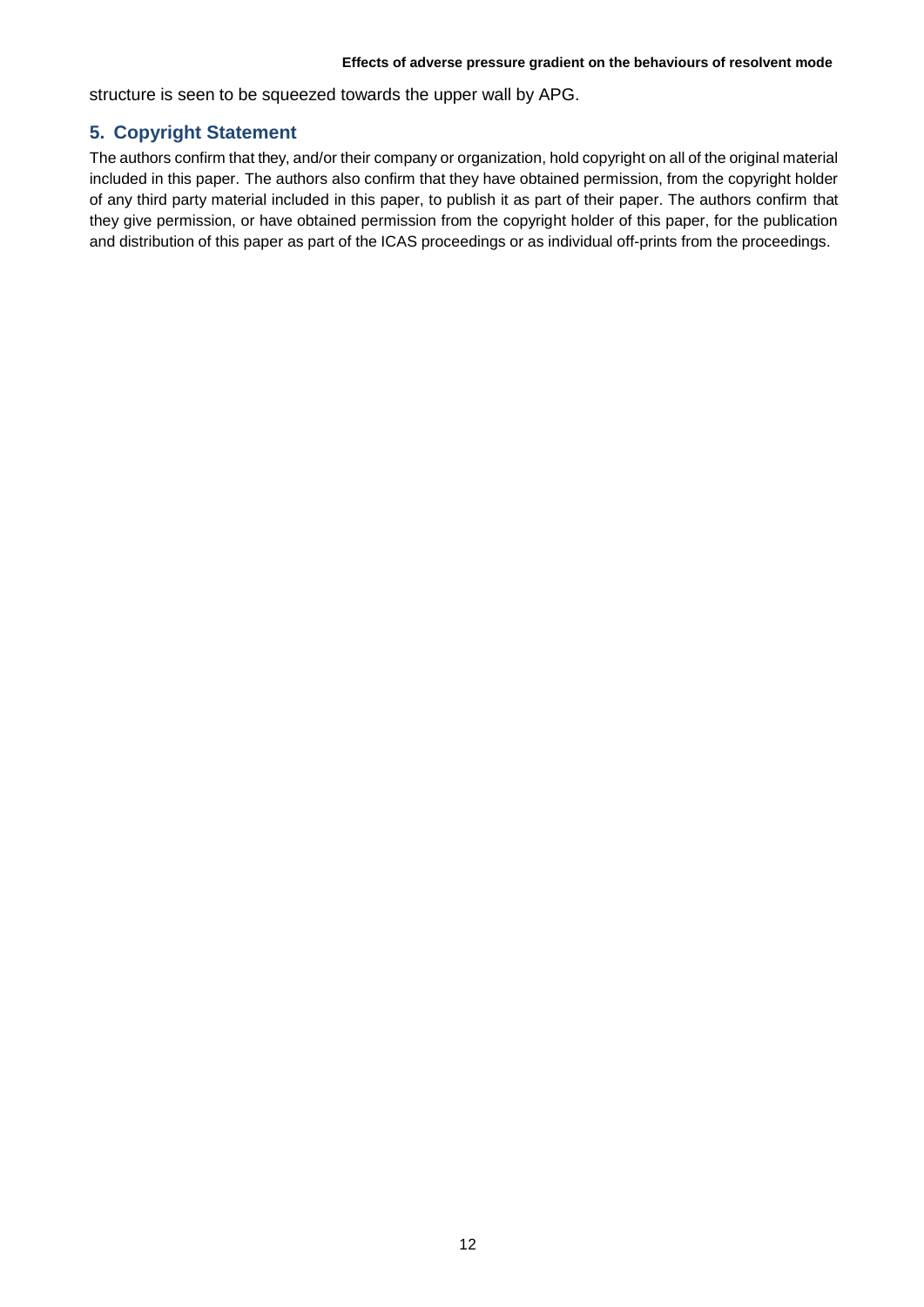structure is seen to be squeezed towards the upper wall by APG.

## 5. Copyright Statement

The authors confirm that they, and/or their company or organization, hold copyright on all of the original material included in this paper. The authors also confirm that they have obtained permission, from the copyright holder of any third party material included in this paper, to publish it as part of their paper. The authors confirm that they give permission, or have obtained permission from the copyright holder of this paper, for the publication and distribution of this paper as part of the ICAS proceedings or as individual off-prints from the proceedings.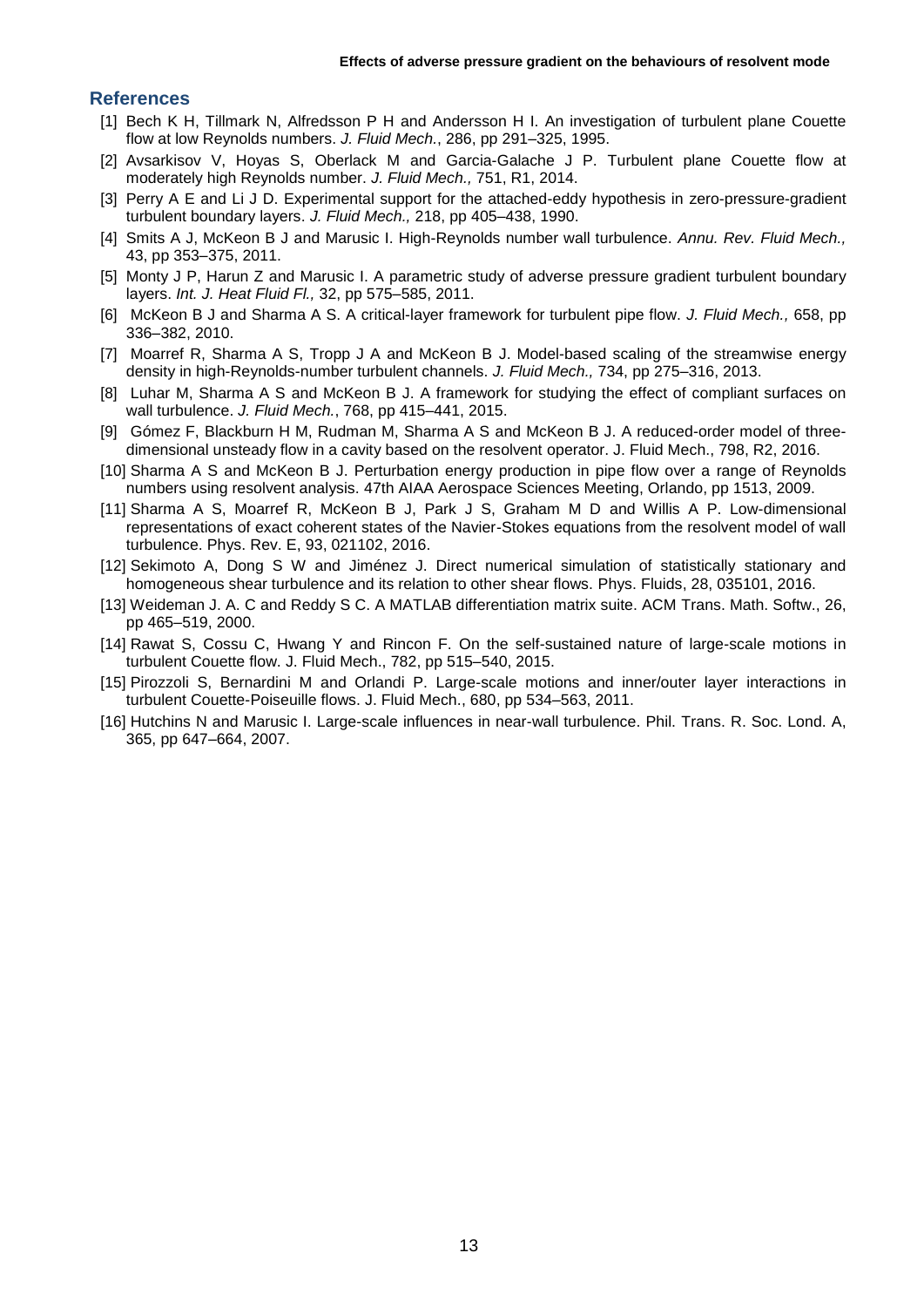## References

[1] Bech K H, Tillmark N, Alfredsson P H and Andersson H I. An investigation of turbulent plane Couette flow at low Reynolds numbers. *J. Fluid Mech.*, 286, pp 291–325, 1995.

[2] Avsarkisov V, Hoyas S, Oberlack M and Garcia-Galache J P. Turbulent plane Couette flow at moderately high Reynolds number. *J. Fluid Mech.,* 751, R1, 2014.

[3] Perry A E and Li J D. Experimental support for the attached-eddy hypothesis in zero-pressure-gradient turbulent boundary layers. *J. Fluid Mech.,* 218, pp 405–438, 1990.

[4] Smits A J, McKeon B J and Marusic I. High-Reynolds number wall turbulence. *Annu. Rev. Fluid Mech.,* 43, pp 353–375, 2011.

[5] Monty J P, Harun Z and Marusic I. A parametric study of adverse pressure gradient turbulent boundary layers. *Int. J. Heat Fluid Fl.,* 32, pp 575–585, 2011.

[6] McKeon B J and Sharma A S. A critical-layer framework for turbulent pipe flow. *J. Fluid Mech.,* 658, pp 336–382, 2010.

[7] Moarref R, Sharma A S, Tropp J A and McKeon B J. Model-based scaling of the streamwise energy density in high-Reynolds-number turbulent channels. *J. Fluid Mech.,* 734, pp 275–316, 2013.

[8] Luhar M, Sharma A S and McKeon B J. A framework for studying the effect of compliant surfaces on wall turbulence. *J. Fluid Mech.*, 768, pp 415–441, 2015.

[9] Gómez F, Blackburn H M, Rudman M, Sharma A S and McKeon B J. A reduced-order model of three-dimensional unsteady flow in a cavity based on the resolvent operator. J. Fluid Mech., 798, R2, 2016.

[10] Sharma A S and McKeon B J. Perturbation energy production in pipe flow over a range of Reynolds numbers using resolvent analysis. 47th AIAA Aerospace Sciences Meeting, Orlando, pp 1513, 2009.

[11] Sharma A S, Moarref R, McKeon B J, Park J S, Graham M D and Willis A P. Low-dimensional representations of exact coherent states of the Navier-Stokes equations from the resolvent model of wall turbulence. Phys. Rev. E, 93, 021102, 2016.

[12] Sekimoto A, Dong S W and Jiménez J. Direct numerical simulation of statistically stationary and homogeneous shear turbulence and its relation to other shear flows. Phys. Fluids, 28, 035101, 2016.

[13] Weideman J. A. C and Reddy S C. A MATLAB differentiation matrix suite. ACM Trans. Math. Softw., 26, pp 465–519, 2000.

[14] Rawat S, Cossu C, Hwang Y and Rincon F. On the self-sustained nature of large-scale motions in turbulent Couette flow. J. Fluid Mech., 782, pp 515–540, 2015.

[15] Pirozzoli S, Bernardini M and Orlandi P. Large-scale motions and inner/outer layer interactions in turbulent Couette-Poiseuille flows. J. Fluid Mech., 680, pp 534–563, 2011.

[16] Hutchins N and Marusic I. Large-scale influences in near-wall turbulence. Phil. Trans. R. Soc. Lond. A, 365, pp 647–664, 2007.